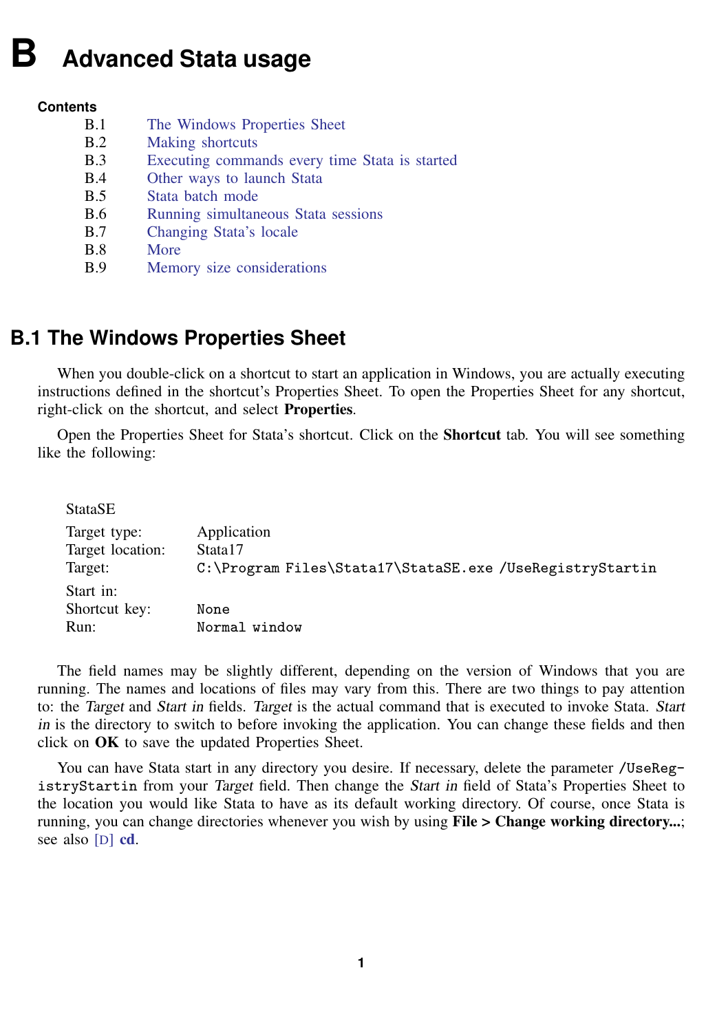# B Advanced Stata usage

**Contents**

- B.1 The Windows Properties Sheet
- B.2 Making shortcuts
- B.3 Executing commands every time Stata is started
- B.4 Other ways to launch Stata
- B.5 Stata batch mode
- B.6 Running simultaneous Stata sessions
- B.7 Changing Stata's locale
- B.8 More
- B.9 Memory size considerations

## B.1 The Windows Properties Sheet

When you double-click on a shortcut to start an application in Windows, you are actually executing instructions defined in the shortcut's Properties Sheet. To open the Properties Sheet for any shortcut, right-click on the shortcut, and select **Properties**.

Open the Properties Sheet for Stata's shortcut. Click on the **Shortcut** tab. You will see something like the following:

StataSE

| | |
|---|---|
| Target type: | Application |
| Target location: | Stata17 |
| Target: | `C:\Program Files\Stata17\StataSE.exe /UseRegistryStartin` |
| Start in: | |
| Shortcut key: | `None` |
| Run: | `Normal window` |

The field names may be slightly different, depending on the version of Windows that you are running. The names and locations of files may vary from this. There are two things to pay attention to: the *Target* and *Start in* fields. *Target* is the actual command that is executed to invoke Stata. *Start in* is the directory to switch to before invoking the application. You can change these fields and then click on **OK** to save the updated Properties Sheet.

You can have Stata start in any directory you desire. If necessary, delete the parameter `/UseRegistryStartin` from your *Target* field. Then change the *Start in* field of Stata's Properties Sheet to the location you would like Stata to have as its default working directory. Of course, once Stata is running, you can change directories whenever you wish by using **File > Change working directory...**; see also [D] **cd**.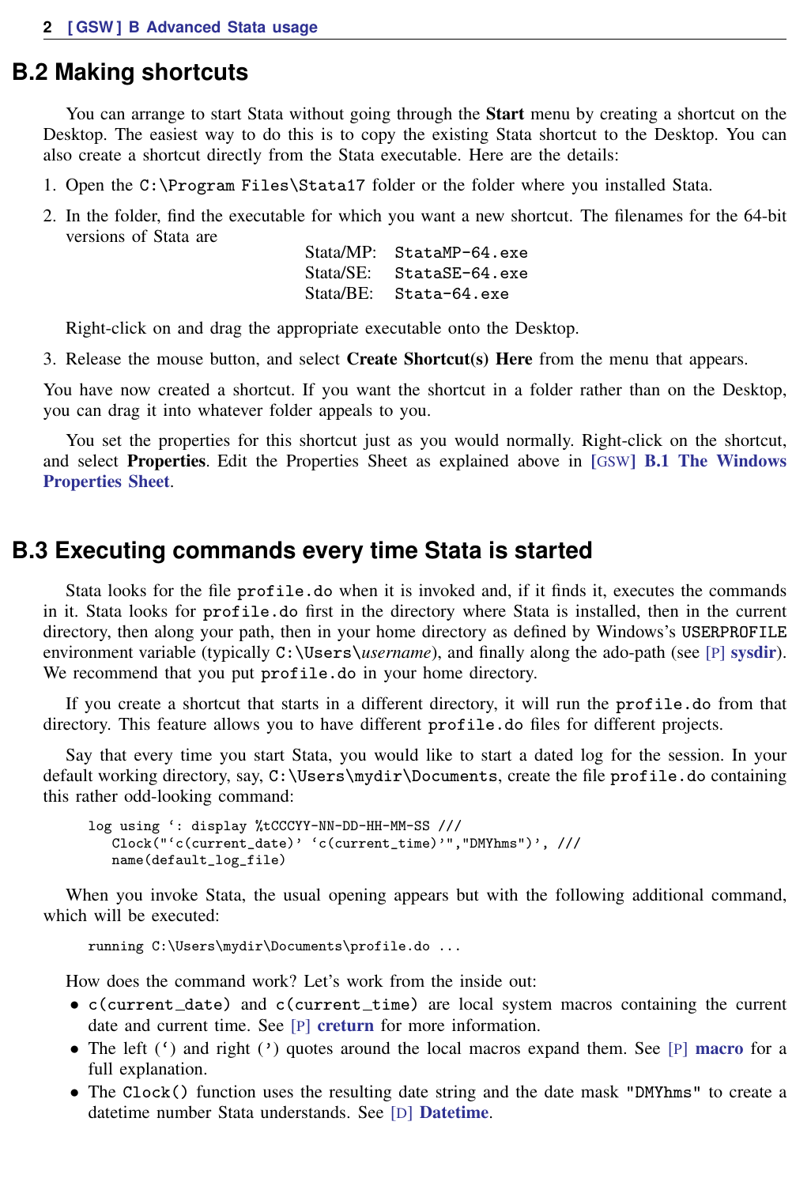## B.2 Making shortcuts

You can arrange to start Stata without going through the **Start** menu by creating a shortcut on the Desktop. The easiest way to do this is to copy the existing Stata shortcut to the Desktop. You can also create a shortcut directly from the Stata executable. Here are the details:

1. Open the `C:\Program Files\Stata17` folder or the folder where you installed Stata.
2. In the folder, find the executable for which you want a new shortcut. The filenames for the 64-bit versions of Stata are

   | | |
   |---|---|
   | Stata/MP: | `StataMP-64.exe` |
   | Stata/SE: | `StataSE-64.exe` |
   | Stata/BE: | `Stata-64.exe` |

   Right-click on and drag the appropriate executable onto the Desktop.
3. Release the mouse button, and select **Create Shortcut(s) Here** from the menu that appears.

You have now created a shortcut. If you want the shortcut in a folder rather than on the Desktop, you can drag it into whatever folder appeals to you.

You set the properties for this shortcut just as you would normally. Right-click on the shortcut, and select **Properties**. Edit the Properties Sheet as explained above in [GSW] **B.1 The Windows Properties Sheet**.

## B.3 Executing commands every time Stata is started

Stata looks for the file `profile.do` when it is invoked and, if it finds it, executes the commands in it. Stata looks for `profile.do` first in the directory where Stata is installed, then in the current directory, then along your path, then in your home directory as defined by Windows's `USERPROFILE` environment variable (typically `C:\Users\`*username*), and finally along the ado-path (see [P] **sysdir**). We recommend that you put `profile.do` in your home directory.

If you create a shortcut that starts in a different directory, it will run the `profile.do` from that directory. This feature allows you to have different `profile.do` files for different projects.

Say that every time you start Stata, you would like to start a dated log for the session. In your default working directory, say, `C:\Users\mydir\Documents`, create the file `profile.do` containing this rather odd-looking command:

```
log using `: display %tCCCYY-NN-DD-HH-MM-SS ///
   Clock("`c(current_date)' `c(current_time)'","DMYhms")', ///
   name(default_log_file)
```

When you invoke Stata, the usual opening appears but with the following additional command, which will be executed:

```
running C:\Users\mydir\Documents\profile.do ...
```

How does the command work? Let's work from the inside out:

- `c(current_date)` and `c(current_time)` are local system macros containing the current date and current time. See [P] **creturn** for more information.
- The left (`) and right (') quotes around the local macros expand them. See [P] **macro** for a full explanation.
- The `Clock()` function uses the resulting date string and the date mask `"DMYhms"` to create a datetime number Stata understands. See [D] **Datetime**.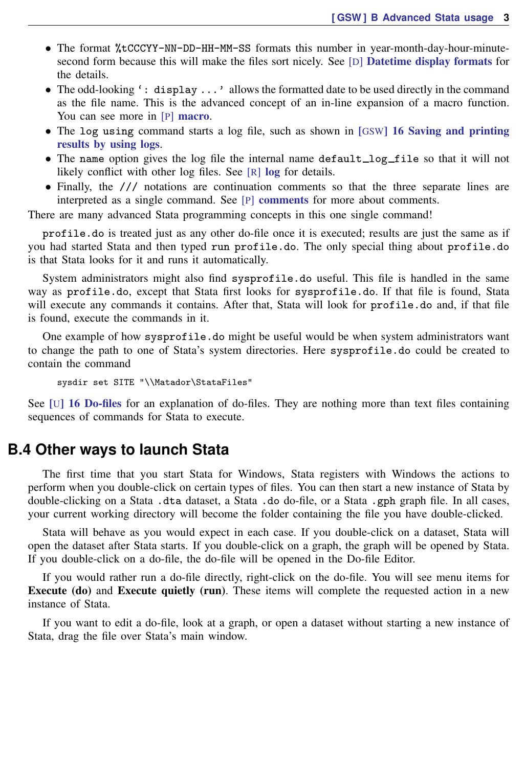- The format `%tCCCYY-NN-DD-HH-MM-SS` formats this number in year-month-day-hour-minute-second form because this will make the files sort nicely. See [D] **Datetime display formats** for the details.
- The odd-looking `` `: display ...' `` allows the formatted date to be used directly in the command as the file name. This is the advanced concept of an in-line expansion of a macro function. You can see more in [P] **macro**.
- The `log using` command starts a log file, such as shown in [GSW] **16 Saving and printing results by using logs**.
- The `name` option gives the log file the internal name `default_log_file` so that it will not likely conflict with other log files. See [R] **log** for details.
- Finally, the `///` notations are continuation comments so that the three separate lines are interpreted as a single command. See [P] **comments** for more about comments.

There are many advanced Stata programming concepts in this one single command!

`profile.do` is treated just as any other do-file once it is executed; results are just the same as if you had started Stata and then typed `run profile.do`. The only special thing about `profile.do` is that Stata looks for it and runs it automatically.

System administrators might also find `sysprofile.do` useful. This file is handled in the same way as `profile.do`, except that Stata first looks for `sysprofile.do`. If that file is found, Stata will execute any commands it contains. After that, Stata will look for `profile.do` and, if that file is found, execute the commands in it.

One example of how `sysprofile.do` might be useful would be when system administrators want to change the path to one of Stata's system directories. Here `sysprofile.do` could be created to contain the command

```
sysdir set SITE "\\Matador\StataFiles"
```

See [U] **16 Do-files** for an explanation of do-files. They are nothing more than text files containing sequences of commands for Stata to execute.

## B.4 Other ways to launch Stata

The first time that you start Stata for Windows, Stata registers with Windows the actions to perform when you double-click on certain types of files. You can then start a new instance of Stata by double-clicking on a Stata `.dta` dataset, a Stata `.do` do-file, or a Stata `.gph` graph file. In all cases, your current working directory will become the folder containing the file you have double-clicked.

Stata will behave as you would expect in each case. If you double-click on a dataset, Stata will open the dataset after Stata starts. If you double-click on a graph, the graph will be opened by Stata. If you double-click on a do-file, the do-file will be opened in the Do-file Editor.

If you would rather run a do-file directly, right-click on the do-file. You will see menu items for **Execute (do)** and **Execute quietly (run)**. These items will complete the requested action in a new instance of Stata.

If you want to edit a do-file, look at a graph, or open a dataset without starting a new instance of Stata, drag the file over Stata's main window.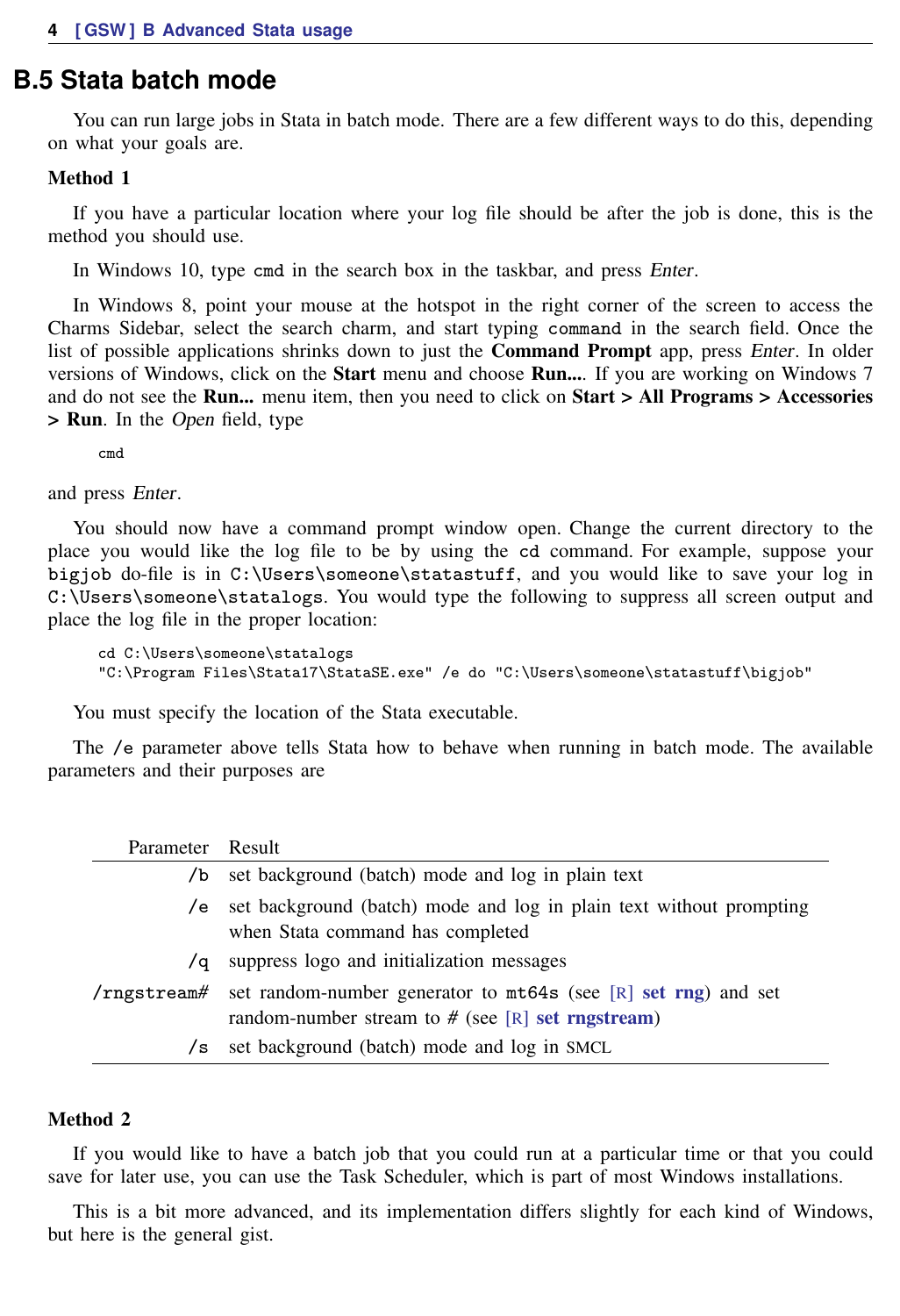## B.5 Stata batch mode

You can run large jobs in Stata in batch mode. There are a few different ways to do this, depending on what your goals are.

**Method 1**

If you have a particular location where your log file should be after the job is done, this is the method you should use.

In Windows 10, type `cmd` in the search box in the taskbar, and press *Enter*.

In Windows 8, point your mouse at the hotspot in the right corner of the screen to access the Charms Sidebar, select the search charm, and start typing `command` in the search field. Once the list of possible applications shrinks down to just the **Command Prompt** app, press *Enter*. In older versions of Windows, click on the **Start** menu and choose **Run...**. If you are working on Windows 7 and do not see the **Run...** menu item, then you need to click on **Start > All Programs > Accessories > Run**. In the *Open* field, type

```
cmd
```

and press *Enter*.

You should now have a command prompt window open. Change the current directory to the place you would like the log file to be by using the `cd` command. For example, suppose your `bigjob` do-file is in `C:\Users\someone\statastuff`, and you would like to save your log in `C:\Users\someone\statalogs`. You would type the following to suppress all screen output and place the log file in the proper location:

```
cd C:\Users\someone\statalogs
"C:\Program Files\Stata17\StataSE.exe" /e do "C:\Users\someone\statastuff\bigjob"
```

You must specify the location of the Stata executable.

The `/e` parameter above tells Stata how to behave when running in batch mode. The available parameters and their purposes are

| Parameter | Result |
|---|---|
| `/b` | set background (batch) mode and log in plain text |
| `/e` | set background (batch) mode and log in plain text without prompting when Stata command has completed |
| `/q` | suppress logo and initialization messages |
| `/rngstream#` | set random-number generator to `mt64s` (see [R] **set rng**) and set random-number stream to # (see [R] **set rngstream**) |
| `/s` | set background (batch) mode and log in SMCL |

**Method 2**

If you would like to have a batch job that you could run at a particular time or that you could save for later use, you can use the Task Scheduler, which is part of most Windows installations.

This is a bit more advanced, and its implementation differs slightly for each kind of Windows, but here is the general gist.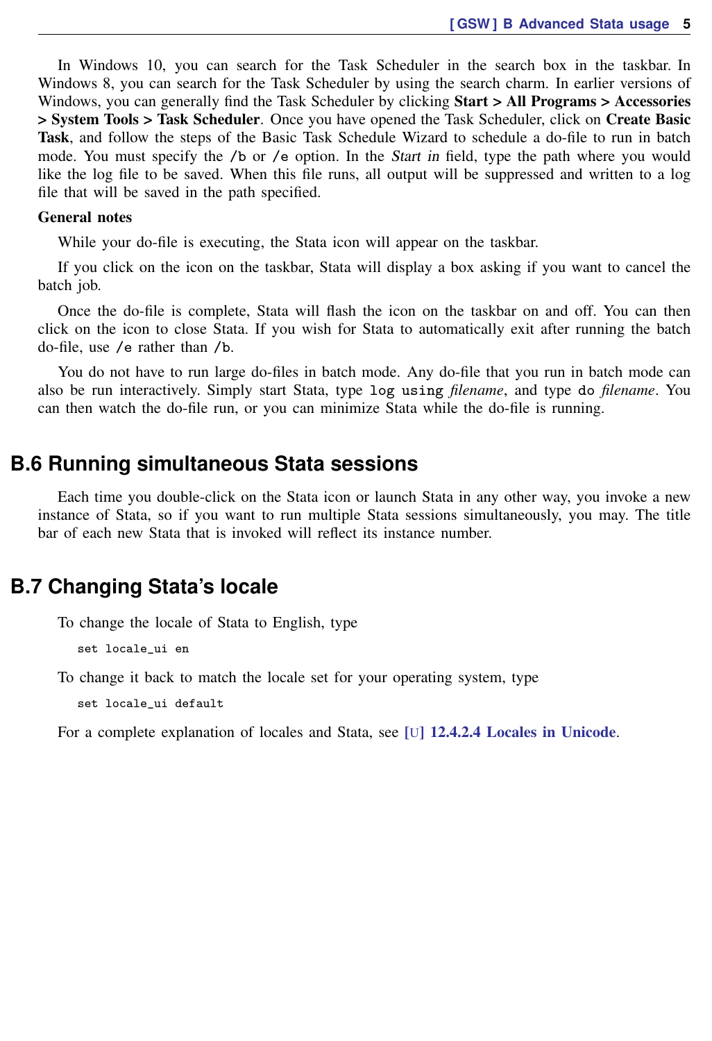In Windows 10, you can search for the Task Scheduler in the search box in the taskbar. In Windows 8, you can search for the Task Scheduler by using the search charm. In earlier versions of Windows, you can generally find the Task Scheduler by clicking **Start > All Programs > Accessories > System Tools > Task Scheduler**. Once you have opened the Task Scheduler, click on **Create Basic Task**, and follow the steps of the Basic Task Schedule Wizard to schedule a do-file to run in batch mode. You must specify the `/b` or `/e` option. In the *Start in* field, type the path where you would like the log file to be saved. When this file runs, all output will be suppressed and written to a log file that will be saved in the path specified.

**General notes**

While your do-file is executing, the Stata icon will appear on the taskbar.

If you click on the icon on the taskbar, Stata will display a box asking if you want to cancel the batch job.

Once the do-file is complete, Stata will flash the icon on the taskbar on and off. You can then click on the icon to close Stata. If you wish for Stata to automatically exit after running the batch do-file, use `/e` rather than `/b`.

You do not have to run large do-files in batch mode. Any do-file that you run in batch mode can also be run interactively. Simply start Stata, type `log using` *filename*, and type `do` *filename*. You can then watch the do-file run, or you can minimize Stata while the do-file is running.

## B.6 Running simultaneous Stata sessions

Each time you double-click on the Stata icon or launch Stata in any other way, you invoke a new instance of Stata, so if you want to run multiple Stata sessions simultaneously, you may. The title bar of each new Stata that is invoked will reflect its instance number.

## B.7 Changing Stata's locale

To change the locale of Stata to English, type

```
set locale_ui en
```

To change it back to match the locale set for your operating system, type

```
set locale_ui default
```

For a complete explanation of locales and Stata, see [U] **12.4.2.4 Locales in Unicode**.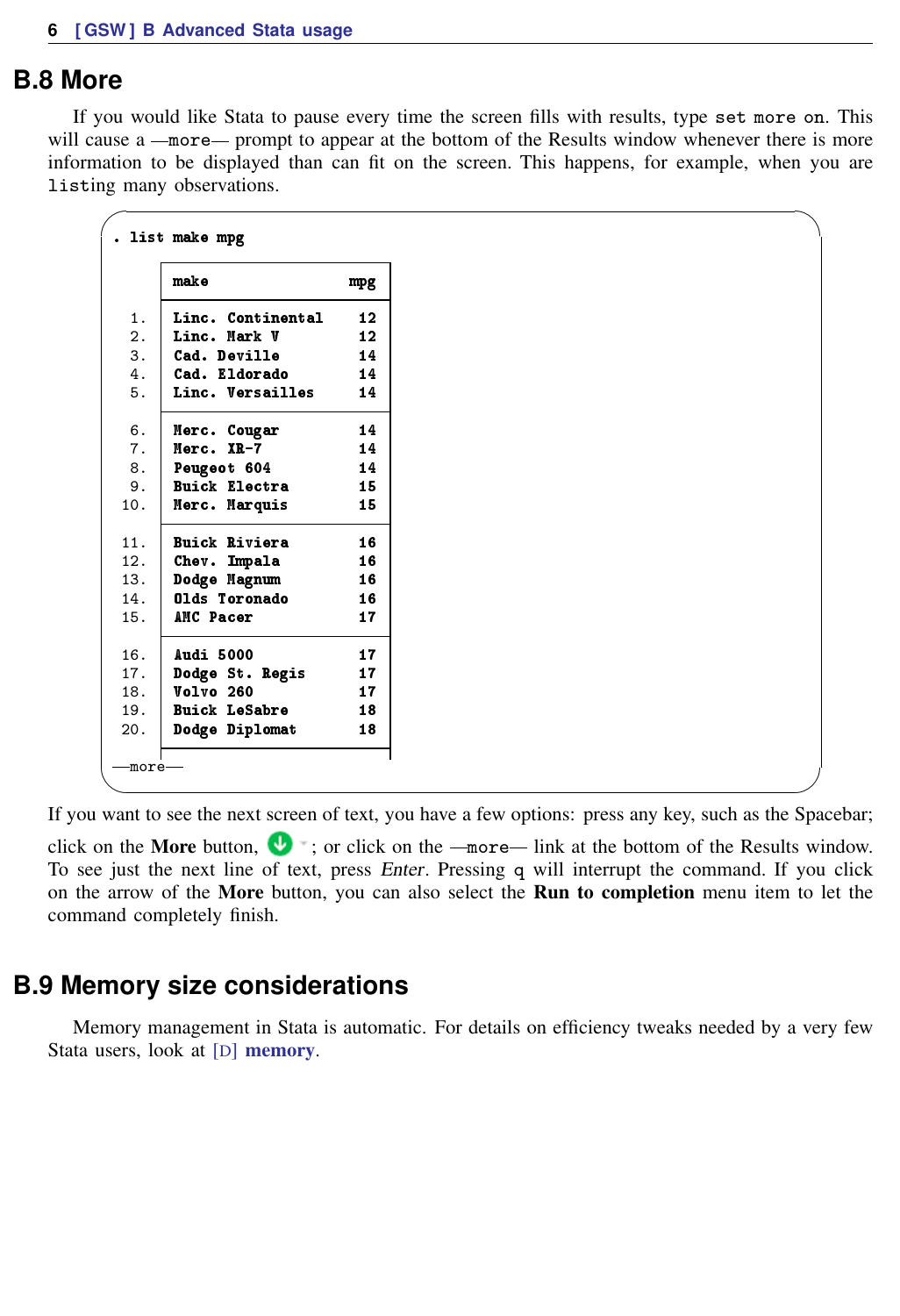## B.8 More

If you would like Stata to pause every time the screen fills with results, type `set more on`. This will cause a —more— prompt to appear at the bottom of the Results window whenever there is more information to be displayed than can fit on the screen. This happens, for example, when you are `listing` many observations.

```
. list make mpg

     ┌──────────────────────────┐
     │ make                 mpg │
     ├──────────────────────────┤
  1. │ Linc. Continental     12 │
  2. │ Linc. Mark V          12 │
  3. │ Cad. Deville          14 │
  4. │ Cad. Eldorado         14 │
  5. │ Linc. Versailles      14 │
     ├──────────────────────────┤
  6. │ Merc. Cougar          14 │
  7. │ Merc. XR-7            14 │
  8. │ Peugeot 604           14 │
  9. │ Buick Electra         15 │
 10. │ Merc. Marquis         15 │
     ├──────────────────────────┤
 11. │ Buick Riviera         16 │
 12. │ Chev. Impala          16 │
 13. │ Dodge Magnum          16 │
 14. │ Olds Toronado         16 │
 15. │ AMC Pacer             17 │
     ├──────────────────────────┤
 16. │ Audi 5000             17 │
 17. │ Dodge St. Regis       17 │
 18. │ Volvo 260             17 │
 19. │ Buick LeSabre         18 │
 20. │ Dodge Diplomat        18 │
     ├──────────────────────────┤
—more—
```

If you want to see the next screen of text, you have a few options: press any key, such as the Spacebar; click on the **More** button, ; or click on the —more— link at the bottom of the Results window. To see just the next line of text, press *Enter*. Pressing `q` will interrupt the command. If you click on the arrow of the **More** button, you can also select the **Run to completion** menu item to let the command completely finish.

## B.9 Memory size considerations

Memory management in Stata is automatic. For details on efficiency tweaks needed by a very few Stata users, look at [D] **memory**.